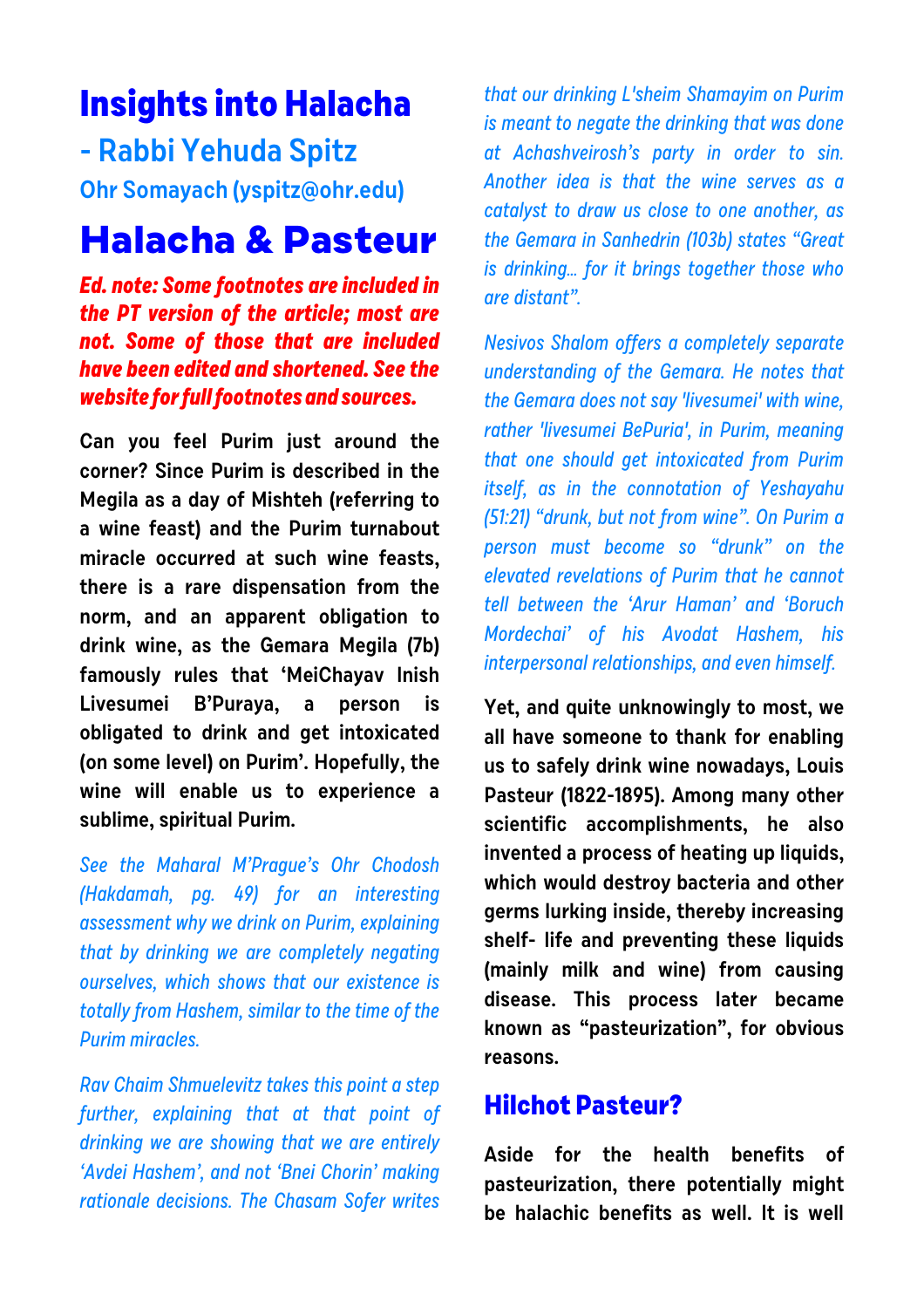# Insights into Halacha

## - Rabbi Yehuda Spitz

**Ohr Somayach (yspitz@ohr.edu)**

# Halacha & Pasteur

***Ed. note: Some footnotes are included in the PT version of the article; most are not. Some of those that are included have been edited and shortened. See the website for full footnotes and sources.***

**Can you feel Purim just around the corner? Since Purim is described in the Megila as a day of Mishteh (referring to a wine feast) and the Purim turnabout miracle occurred at such wine feasts, there is a rare dispensation from the norm, and an apparent obligation to drink wine, as the Gemara Megila (7b) famously rules that 'MeiChayav Inish Livesumei B'Puraya, a person is obligated to drink and get intoxicated (on some level) on Purim'. Hopefully, the wine will enable us to experience a sublime, spiritual Purim.**

*See the Maharal M'Prague's Ohr Chodosh (Hakdamah, pg. 49) for an interesting assessment why we drink on Purim, explaining that by drinking we are completely negating ourselves, which shows that our existence is totally from Hashem, similar to the time of the Purim miracles.*

*Rav Chaim Shmuelevitz takes this point a step further, explaining that at that point of drinking we are showing that we are entirely 'Avdei Hashem', and not 'Bnei Chorin' making rationale decisions. The Chasam Sofer writes that our drinking L'sheim Shamayim on Purim is meant to negate the drinking that was done at Achashveirosh's party in order to sin. Another idea is that the wine serves as a catalyst to draw us close to one another, as the Gemara in Sanhedrin (103b) states "Great is drinking… for it brings together those who are distant".*

*Nesivos Shalom offers a completely separate understanding of the Gemara. He notes that the Gemara does not say 'livesumei' with wine, rather 'livesumei BePuria', in Purim, meaning that one should get intoxicated from Purim itself, as in the connotation of Yeshayahu (51:21) "drunk, but not from wine". On Purim a person must become so "drunk" on the elevated revelations of Purim that he cannot tell between the 'Arur Haman' and 'Boruch Mordechai' of his Avodat Hashem, his interpersonal relationships, and even himself.*

**Yet, and quite unknowingly to most, we all have someone to thank for enabling us to safely drink wine nowadays, Louis Pasteur (1822-1895). Among many other scientific accomplishments, he also invented a process of heating up liquids, which would destroy bacteria and other germs lurking inside, thereby increasing shelf- life and preventing these liquids (mainly milk and wine) from causing disease. This process later became known as "pasteurization", for obvious reasons.**

## Hilchot Pasteur?

**Aside for the health benefits of pasteurization, there potentially might be halachic benefits as well. It is well**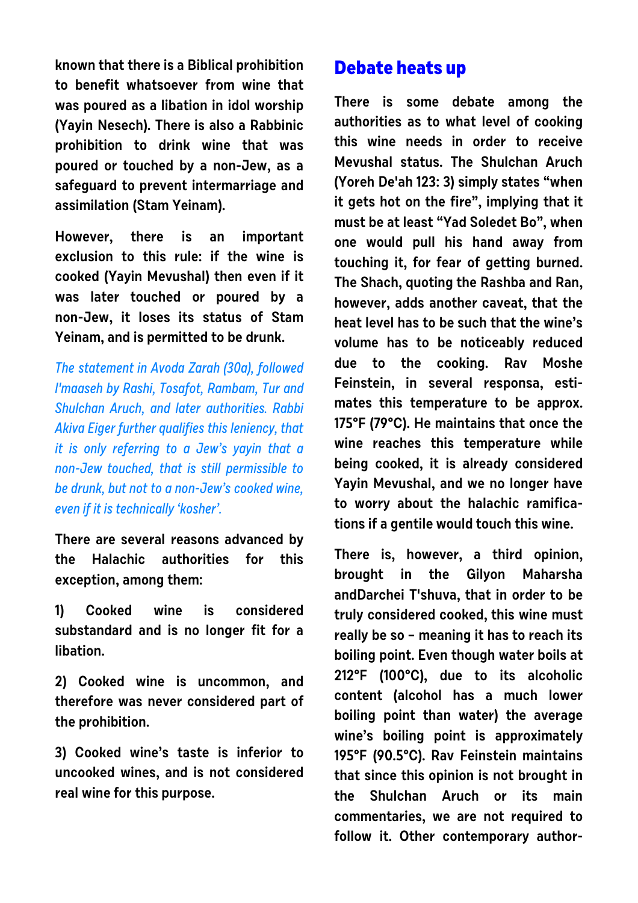**known that there is a Biblical prohibition to benefit whatsoever from wine that was poured as a libation in idol worship (Yayin Nesech). There is also a Rabbinic prohibition to drink wine that was poured or touched by a non-Jew, as a safeguard to prevent intermarriage and assimilation (Stam Yeinam).**

**However, there is an important exclusion to this rule: if the wine is cooked (Yayin Mevushal) then even if it was later touched or poured by a non-Jew, it loses its status of Stam Yeinam, and is permitted to be drunk.**

*The statement in Avoda Zarah (30a), followed l'maaseh by Rashi, Tosafot, Rambam, Tur and Shulchan Aruch, and later authorities. Rabbi Akiva Eiger further qualifies this leniency, that it is only referring to a Jew's yayin that a non-Jew touched, that is still permissible to be drunk, but not to a non-Jew's cooked wine, even if it is technically 'kosher'.*

**There are several reasons advanced by the Halachic authorities for this exception, among them:**

**1) Cooked wine is considered substandard and is no longer fit for a libation.**

**2) Cooked wine is uncommon, and therefore was never considered part of the prohibition.**

**3) Cooked wine's taste is inferior to uncooked wines, and is not considered real wine for this purpose.**

## Debate heats up

**There is some debate among the authorities as to what level of cooking this wine needs in order to receive Mevushal status. The Shulchan Aruch (Yoreh De'ah 123: 3) simply states "when it gets hot on the fire", implying that it must be at least "Yad Soledet Bo", when one would pull his hand away from touching it, for fear of getting burned. The Shach, quoting the Rashba and Ran, however, adds another caveat, that the heat level has to be such that the wine's volume has to be noticeably reduced due to the cooking. Rav Moshe Feinstein, in several responsa, estimates this temperature to be approx. 175°F (79°C). He maintains that once the wine reaches this temperature while being cooked, it is already considered Yayin Mevushal, and we no longer have to worry about the halachic ramifications if a gentile would touch this wine.**

**There is, however, a third opinion, brought in the Gilyon Maharsha andDarchei T'shuva, that in order to be truly considered cooked, this wine must really be so – meaning it has to reach its boiling point. Even though water boils at 212°F (100°C), due to its alcoholic content (alcohol has a much lower boiling point than water) the average wine's boiling point is approximately 195°F (90.5°C). Rav Feinstein maintains that since this opinion is not brought in the Shulchan Aruch or its main commentaries, we are not required to follow it. Other contemporary author-**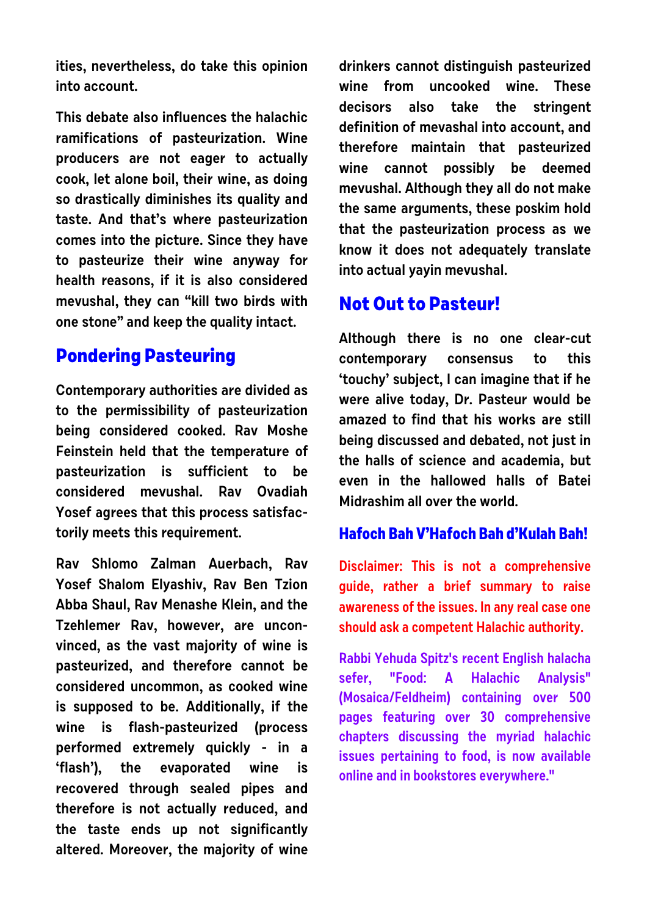ities, nevertheless, do take this opinion into account.

This debate also influences the halachic ramifications of pasteurization. Wine producers are not eager to actually cook, let alone boil, their wine, as doing so drastically diminishes its quality and taste. And that's where pasteurization comes into the picture. Since they have to pasteurize their wine anyway for health reasons, if it is also considered mevushal, they can "kill two birds with one stone" and keep the quality intact.

## Pondering Pasteuring

Contemporary authorities are divided as to the permissibility of pasteurization being considered cooked. Rav Moshe Feinstein held that the temperature of pasteurization is sufficient to be considered mevushal. Rav Ovadiah Yosef agrees that this process satisfactorily meets this requirement.

Rav Shlomo Zalman Auerbach, Rav Yosef Shalom Elyashiv, Rav Ben Tzion Abba Shaul, Rav Menashe Klein, and the Tzehlemer Rav, however, are unconvinced, as the vast majority of wine is pasteurized, and therefore cannot be considered uncommon, as cooked wine is supposed to be. Additionally, if the wine is flash-pasteurized (process performed extremely quickly - in a 'flash'), the evaporated wine is recovered through sealed pipes and therefore is not actually reduced, and the taste ends up not significantly altered. Moreover, the majority of wine drinkers cannot distinguish pasteurized wine from uncooked wine. These decisors also take the stringent definition of mevashal into account, and therefore maintain that pasteurized wine cannot possibly be deemed mevushal. Although they all do not make the same arguments, these poskim hold that the pasteurization process as we know it does not adequately translate into actual yayin mevushal.

## Not Out to Pasteur!

Although there is no one clear-cut contemporary consensus to this 'touchy' subject, I can imagine that if he were alive today, Dr. Pasteur would be amazed to find that his works are still being discussed and debated, not just in the halls of science and academia, but even in the hallowed halls of Batei Midrashim all over the world.

### Hafoch Bah V'Hafoch Bah d'Kulah Bah!

Disclaimer: This is not a comprehensive guide, rather a brief summary to raise awareness of the issues. In any real case one should ask a competent Halachic authority.

Rabbi Yehuda Spitz's recent English halacha sefer, "Food: A Halachic Analysis" (Mosaica/Feldheim) containing over 500 pages featuring over 30 comprehensive chapters discussing the myriad halachic issues pertaining to food, is now available online and in bookstores everywhere."